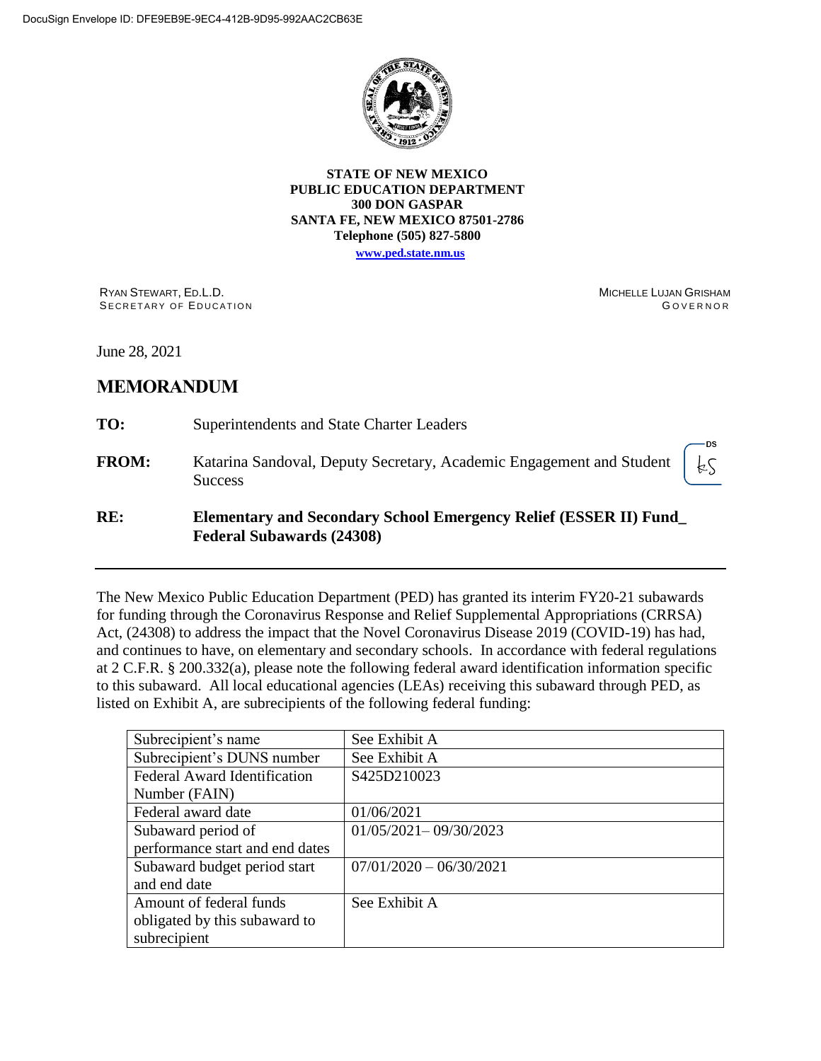DocuSign Envelope ID: DFE9EB9E-9EC4-412B-9D95-992AAC2CB63E

**STATE OF NEW MEXICO**
**PUBLIC EDUCATION DEPARTMENT**
**300 DON GASPAR**
**SANTA FE, NEW MEXICO 87501-2786**
**Telephone (505) 827-5800**
**www.ped.state.nm.us**

RYAN STEWART, ED.L.D.
SECRETARY OF EDUCATION

MICHELLE LUJAN GRISHAM
GOVERNOR

June 28, 2021

# MEMORANDUM

**TO:** Superintendents and State Charter Leaders

**FROM:** Katarina Sandoval, Deputy Secretary, Academic Engagement and Student Success

**RE:** **Elementary and Secondary School Emergency Relief (ESSER II) Fund_ Federal Subawards (24308)**

---

The New Mexico Public Education Department (PED) has granted its interim FY20-21 subawards for funding through the Coronavirus Response and Relief Supplemental Appropriations (CRRSA) Act, (24308) to address the impact that the Novel Coronavirus Disease 2019 (COVID-19) has had, and continues to have, on elementary and secondary schools. In accordance with federal regulations at 2 C.F.R. § 200.332(a), please note the following federal award identification information specific to this subaward. All local educational agencies (LEAs) receiving this subaward through PED, as listed on Exhibit A, are subrecipients of the following federal funding:

| | |
|---|---|
| Subrecipient's name | See Exhibit A |
| Subrecipient's DUNS number | See Exhibit A |
| Federal Award Identification Number (FAIN) | S425D210023 |
| Federal award date | 01/06/2021 |
| Subaward period of performance start and end dates | 01/05/2021– 09/30/2023 |
| Subaward budget period start and end date | 07/01/2020 – 06/30/2021 |
| Amount of federal funds obligated by this subaward to subrecipient | See Exhibit A |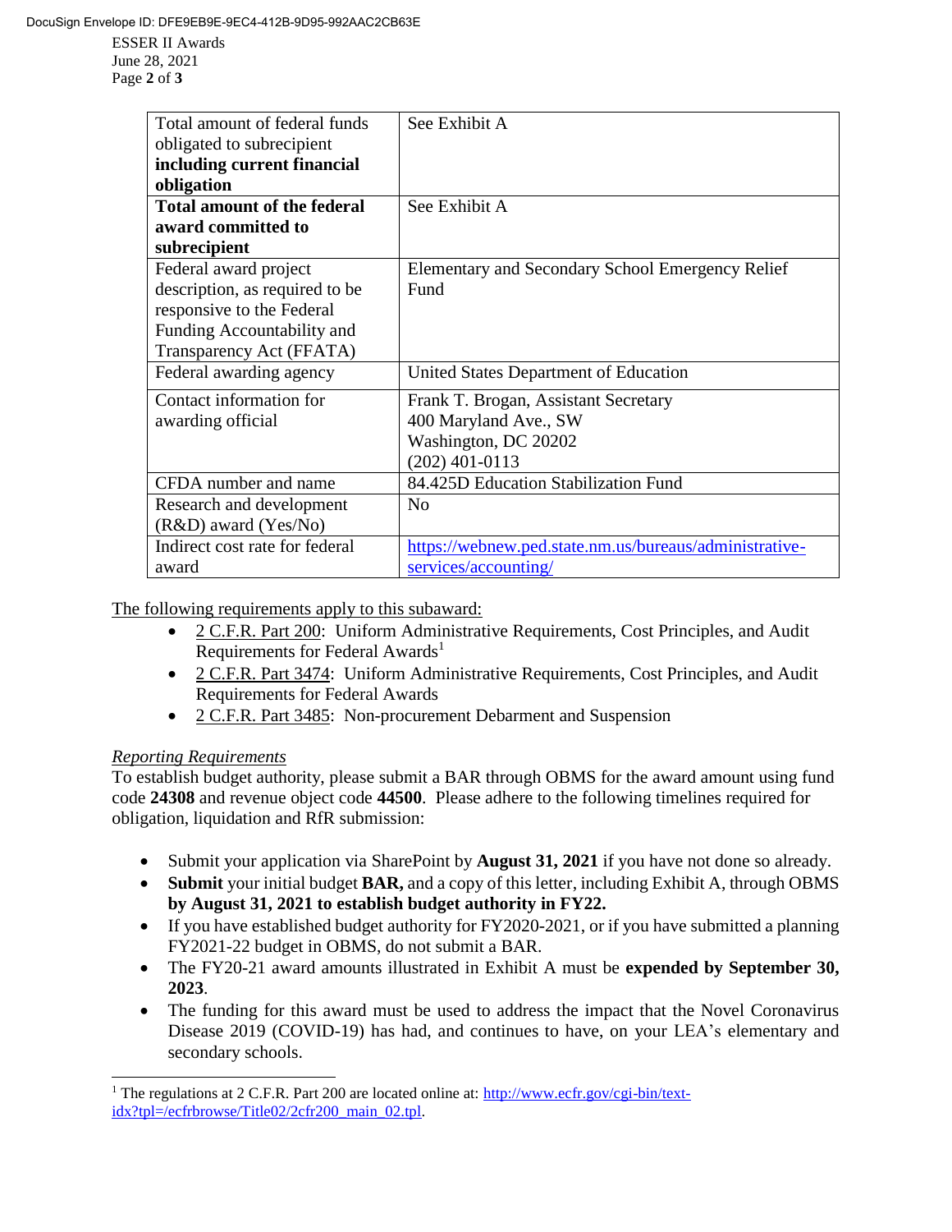| | |
|---|---|
| Total amount of federal funds obligated to subrecipient **including current financial obligation** | See Exhibit A |
| **Total amount of the federal award committed to subrecipient** | See Exhibit A |
| Federal award project description, as required to be responsive to the Federal Funding Accountability and Transparency Act (FFATA) | Elementary and Secondary School Emergency Relief Fund |
| Federal awarding agency | United States Department of Education |
| Contact information for awarding official | Frank T. Brogan, Assistant Secretary<br>400 Maryland Ave., SW<br>Washington, DC 20202<br>(202) 401-0113 |
| CFDA number and name | 84.425D Education Stabilization Fund |
| Research and development (R&D) award (Yes/No) | No |
| Indirect cost rate for federal award | https://webnew.ped.state.nm.us/bureaus/administrative-services/accounting/ |

The following requirements apply to this subaward:

- 2 C.F.R. Part 200: Uniform Administrative Requirements, Cost Principles, and Audit Requirements for Federal Awards[1]
- 2 C.F.R. Part 3474: Uniform Administrative Requirements, Cost Principles, and Audit Requirements for Federal Awards
- 2 C.F.R. Part 3485: Non-procurement Debarment and Suspension

*Reporting Requirements*

To establish budget authority, please submit a BAR through OBMS for the award amount using fund code **24308** and revenue object code **44500**. Please adhere to the following timelines required for obligation, liquidation and RfR submission:

- Submit your application via SharePoint by **August 31, 2021** if you have not done so already.
- **Submit** your initial budget **BAR,** and a copy of this letter, including Exhibit A, through OBMS **by August 31, 2021 to establish budget authority in FY22.**
- If you have established budget authority for FY2020-2021, or if you have submitted a planning FY2021-22 budget in OBMS, do not submit a BAR.
- The FY20-21 award amounts illustrated in Exhibit A must be **expended by September 30, 2023**.
- The funding for this award must be used to address the impact that the Novel Coronavirus Disease 2019 (COVID-19) has had, and continues to have, on your LEA's elementary and secondary schools.

[1] The regulations at 2 C.F.R. Part 200 are located online at: http://www.ecfr.gov/cgi-bin/text-idx?tpl=/ecfrbrowse/Title02/2cfr200_main_02.tpl.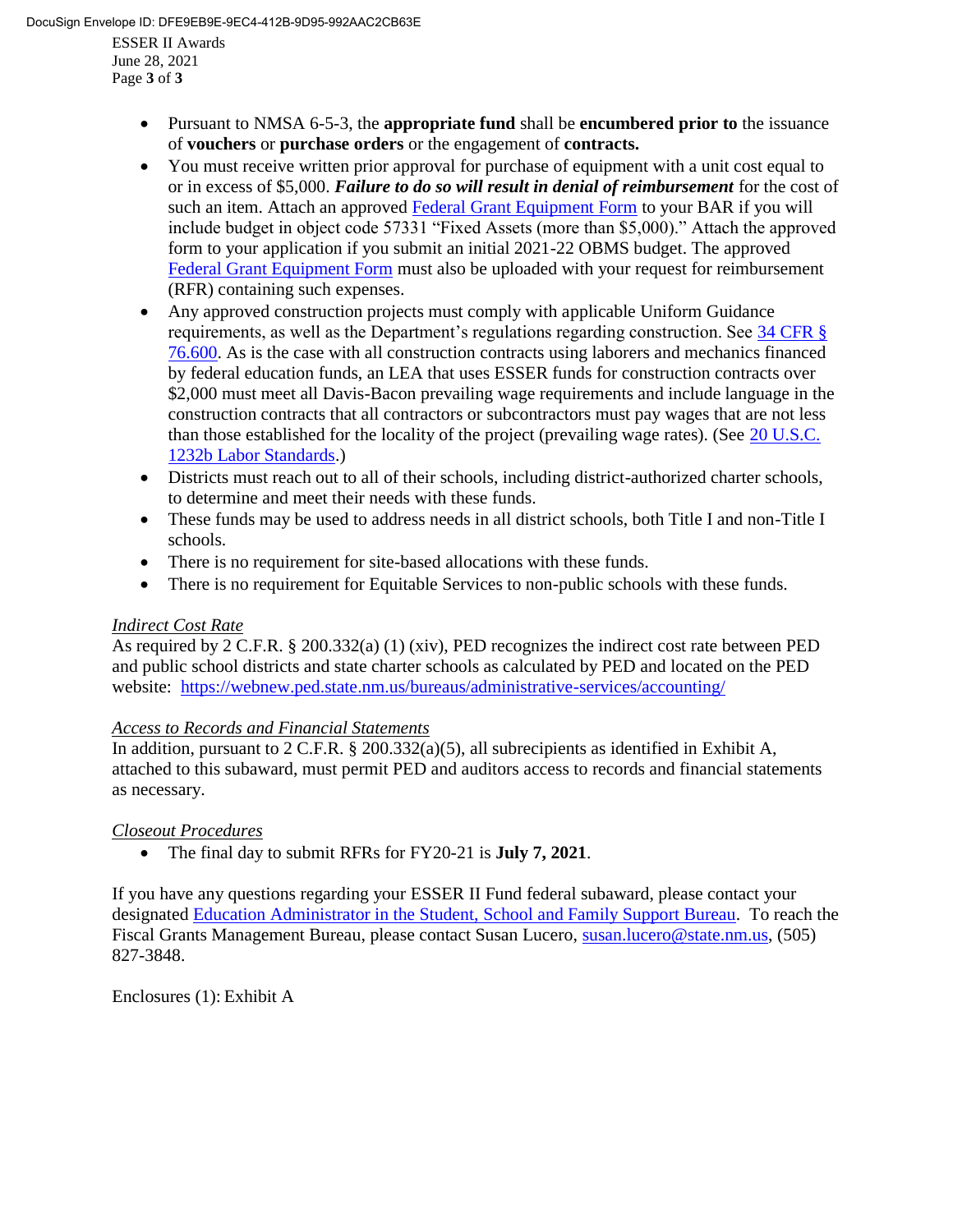- Pursuant to NMSA 6-5-3, the **appropriate fund** shall be **encumbered prior to** the issuance of **vouchers** or **purchase orders** or the engagement of **contracts.**
- You must receive written prior approval for purchase of equipment with a unit cost equal to or in excess of $5,000. ***Failure to do so will result in denial of reimbursement*** for the cost of such an item. Attach an approved Federal Grant Equipment Form to your BAR if you will include budget in object code 57331 "Fixed Assets (more than $5,000)." Attach the approved form to your application if you submit an initial 2021-22 OBMS budget. The approved Federal Grant Equipment Form must also be uploaded with your request for reimbursement (RFR) containing such expenses.
- Any approved construction projects must comply with applicable Uniform Guidance requirements, as well as the Department's regulations regarding construction. See 34 CFR § 76.600. As is the case with all construction contracts using laborers and mechanics financed by federal education funds, an LEA that uses ESSER funds for construction contracts over $2,000 must meet all Davis-Bacon prevailing wage requirements and include language in the construction contracts that all contractors or subcontractors must pay wages that are not less than those established for the locality of the project (prevailing wage rates). (See 20 U.S.C. 1232b Labor Standards.)
- Districts must reach out to all of their schools, including district-authorized charter schools, to determine and meet their needs with these funds.
- These funds may be used to address needs in all district schools, both Title I and non-Title I schools.
- There is no requirement for site-based allocations with these funds.
- There is no requirement for Equitable Services to non-public schools with these funds.

*Indirect Cost Rate*

As required by 2 C.F.R. § 200.332(a) (1) (xiv), PED recognizes the indirect cost rate between PED and public school districts and state charter schools as calculated by PED and located on the PED website: https://webnew.ped.state.nm.us/bureaus/administrative-services/accounting/

*Access to Records and Financial Statements*

In addition, pursuant to 2 C.F.R. § 200.332(a)(5), all subrecipients as identified in Exhibit A, attached to this subaward, must permit PED and auditors access to records and financial statements as necessary.

*Closeout Procedures*

- The final day to submit RFRs for FY20-21 is **July 7, 2021**.

If you have any questions regarding your ESSER II Fund federal subaward, please contact your designated Education Administrator in the Student, School and Family Support Bureau. To reach the Fiscal Grants Management Bureau, please contact Susan Lucero, susan.lucero@state.nm.us, (505) 827-3848.

Enclosures (1): Exhibit A